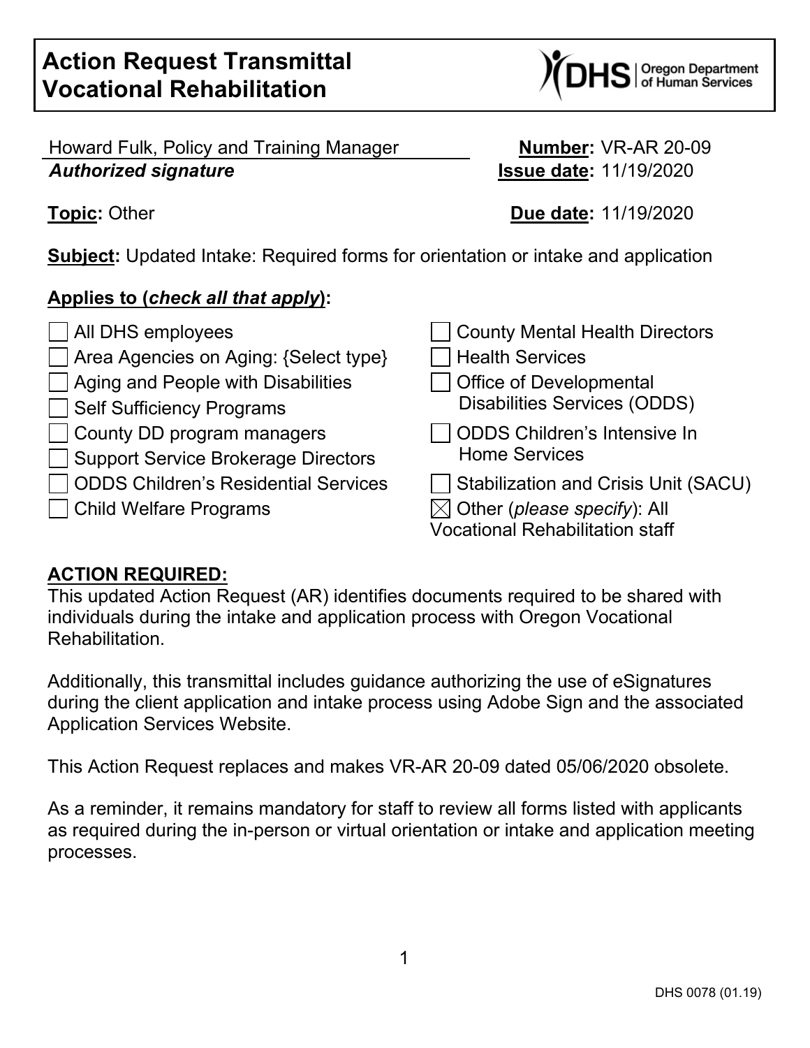# Action Request Transmittal Vocational Rehabilitation

Oregon Department of Human Services

Howard Fulk, Policy and Training Manager
***Authorized signature***

**Number:** VR-AR 20-09
**Issue date:** 11/19/2020

**Topic:** Other

**Due date:** 11/19/2020

**Subject:** Updated Intake: Required forms for orientation or intake and application

**Applies to (*check all that apply*):**

- ☐ All DHS employees
- ☐ Area Agencies on Aging: {Select type}
- ☐ Aging and People with Disabilities
- ☐ Self Sufficiency Programs
- ☐ County DD program managers
- ☐ Support Service Brokerage Directors
- ☐ ODDS Children's Residential Services
- ☐ Child Welfare Programs
- ☐ County Mental Health Directors
- ☐ Health Services
- ☐ Office of Developmental Disabilities Services (ODDS)
- ☐ ODDS Children's Intensive In Home Services
- ☐ Stabilization and Crisis Unit (SACU)
- ☒ Other (*please specify*): All Vocational Rehabilitation staff

## ACTION REQUIRED:

This updated Action Request (AR) identifies documents required to be shared with individuals during the intake and application process with Oregon Vocational Rehabilitation.

Additionally, this transmittal includes guidance authorizing the use of eSignatures during the client application and intake process using Adobe Sign and the associated Application Services Website.

This Action Request replaces and makes VR-AR 20-09 dated 05/06/2020 obsolete.

As a reminder, it remains mandatory for staff to review all forms listed with applicants as required during the in-person or virtual orientation or intake and application meeting processes.

DHS 0078 (01.19)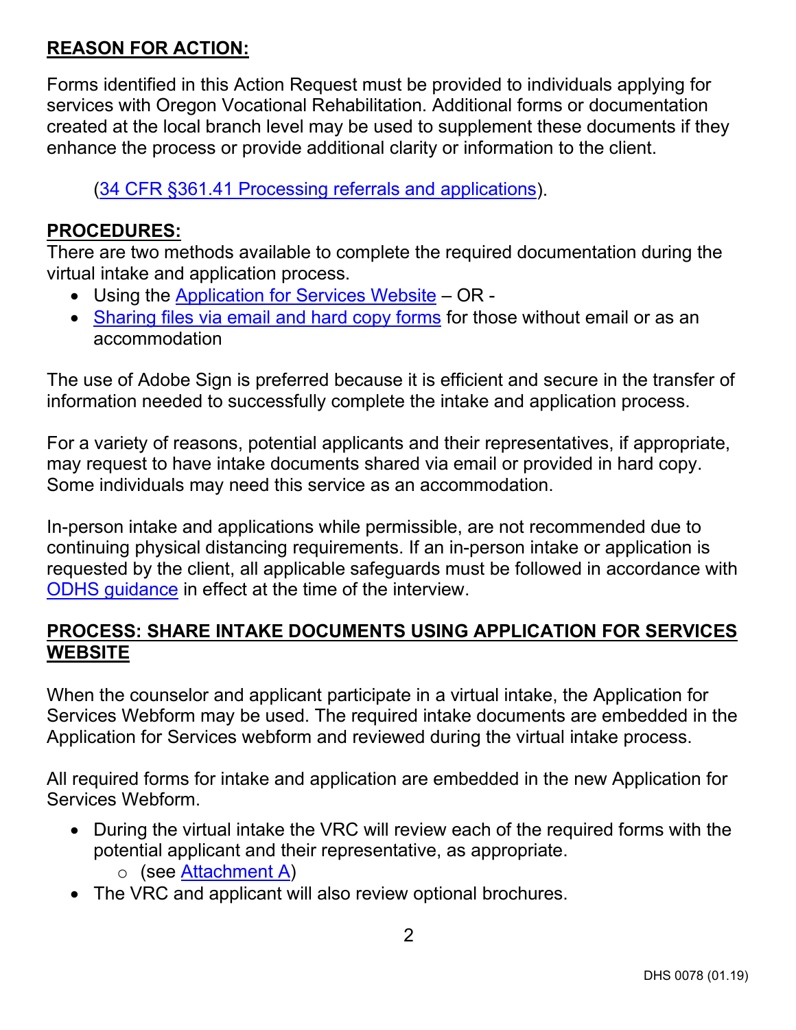## REASON FOR ACTION:

Forms identified in this Action Request must be provided to individuals applying for services with Oregon Vocational Rehabilitation. Additional forms or documentation created at the local branch level may be used to supplement these documents if they enhance the process or provide additional clarity or information to the client.

(34 CFR §361.41 Processing referrals and applications).

## PROCEDURES:

There are two methods available to complete the required documentation during the virtual intake and application process.

- Using the Application for Services Website – OR -
- Sharing files via email and hard copy forms for those without email or as an accommodation

The use of Adobe Sign is preferred because it is efficient and secure in the transfer of information needed to successfully complete the intake and application process.

For a variety of reasons, potential applicants and their representatives, if appropriate, may request to have intake documents shared via email or provided in hard copy. Some individuals may need this service as an accommodation.

In-person intake and applications while permissible, are not recommended due to continuing physical distancing requirements. If an in-person intake or application is requested by the client, all applicable safeguards must be followed in accordance with ODHS guidance in effect at the time of the interview.

## PROCESS: SHARE INTAKE DOCUMENTS USING APPLICATION FOR SERVICES WEBSITE

When the counselor and applicant participate in a virtual intake, the Application for Services Webform may be used. The required intake documents are embedded in the Application for Services webform and reviewed during the virtual intake process.

All required forms for intake and application are embedded in the new Application for Services Webform.

- During the virtual intake the VRC will review each of the required forms with the potential applicant and their representative, as appropriate.
  - (see Attachment A)
- The VRC and applicant will also review optional brochures.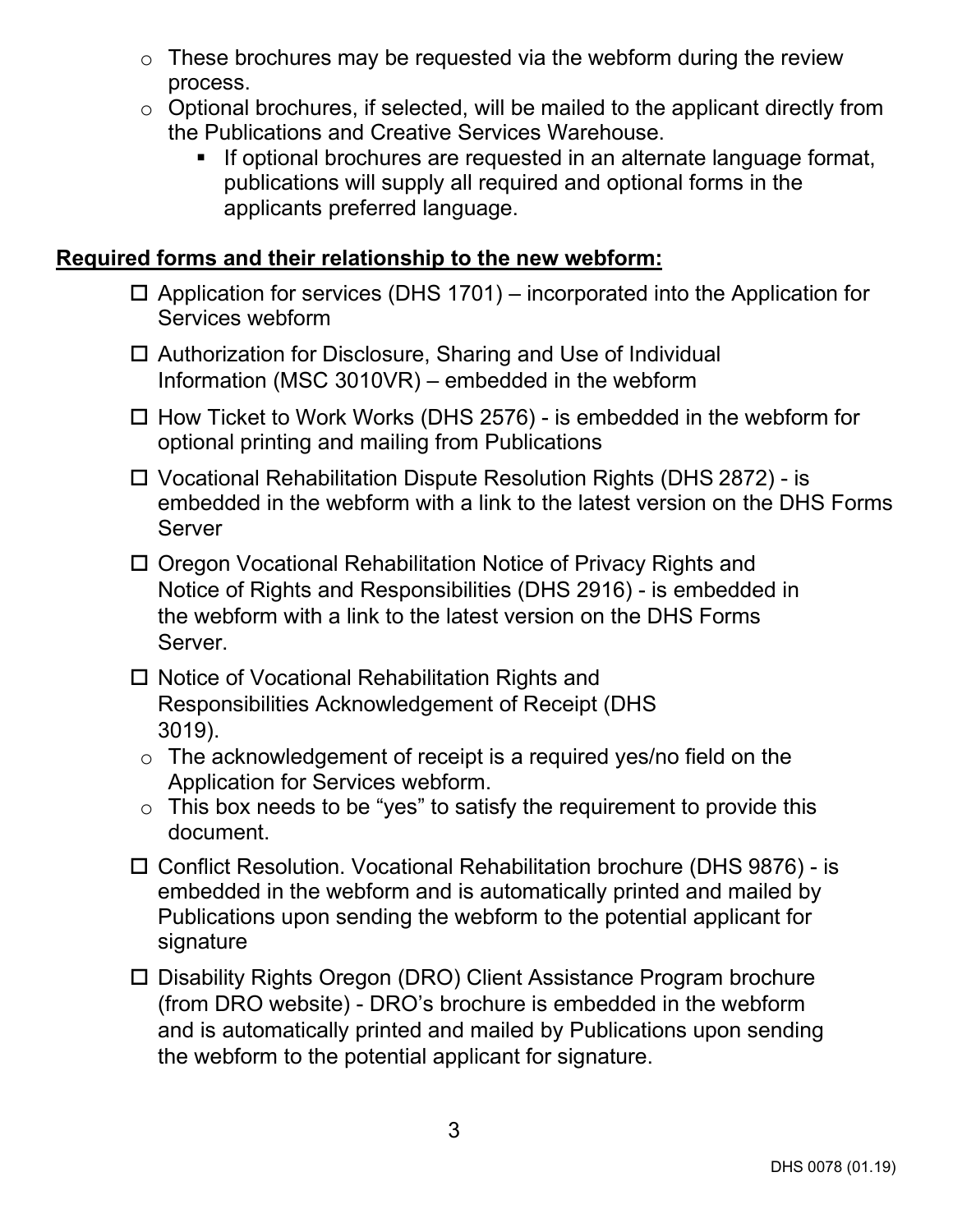- These brochures may be requested via the webform during the review process.
- Optional brochures, if selected, will be mailed to the applicant directly from the Publications and Creative Services Warehouse.
  - If optional brochures are requested in an alternate language format, publications will supply all required and optional forms in the applicants preferred language.

**Required forms and their relationship to the new webform:**

- ☐ Application for services (DHS 1701) – incorporated into the Application for Services webform
- ☐ Authorization for Disclosure, Sharing and Use of Individual Information (MSC 3010VR) – embedded in the webform
- ☐ How Ticket to Work Works (DHS 2576) - is embedded in the webform for optional printing and mailing from Publications
- ☐ Vocational Rehabilitation Dispute Resolution Rights (DHS 2872) - is embedded in the webform with a link to the latest version on the DHS Forms Server
- ☐ Oregon Vocational Rehabilitation Notice of Privacy Rights and Notice of Rights and Responsibilities (DHS 2916) - is embedded in the webform with a link to the latest version on the DHS Forms Server.
- ☐ Notice of Vocational Rehabilitation Rights and Responsibilities Acknowledgement of Receipt (DHS 3019).
  - The acknowledgement of receipt is a required yes/no field on the Application for Services webform.
  - This box needs to be "yes" to satisfy the requirement to provide this document.
- ☐ Conflict Resolution. Vocational Rehabilitation brochure (DHS 9876) - is embedded in the webform and is automatically printed and mailed by Publications upon sending the webform to the potential applicant for signature
- ☐ Disability Rights Oregon (DRO) Client Assistance Program brochure (from DRO website) - DRO's brochure is embedded in the webform and is automatically printed and mailed by Publications upon sending the webform to the potential applicant for signature.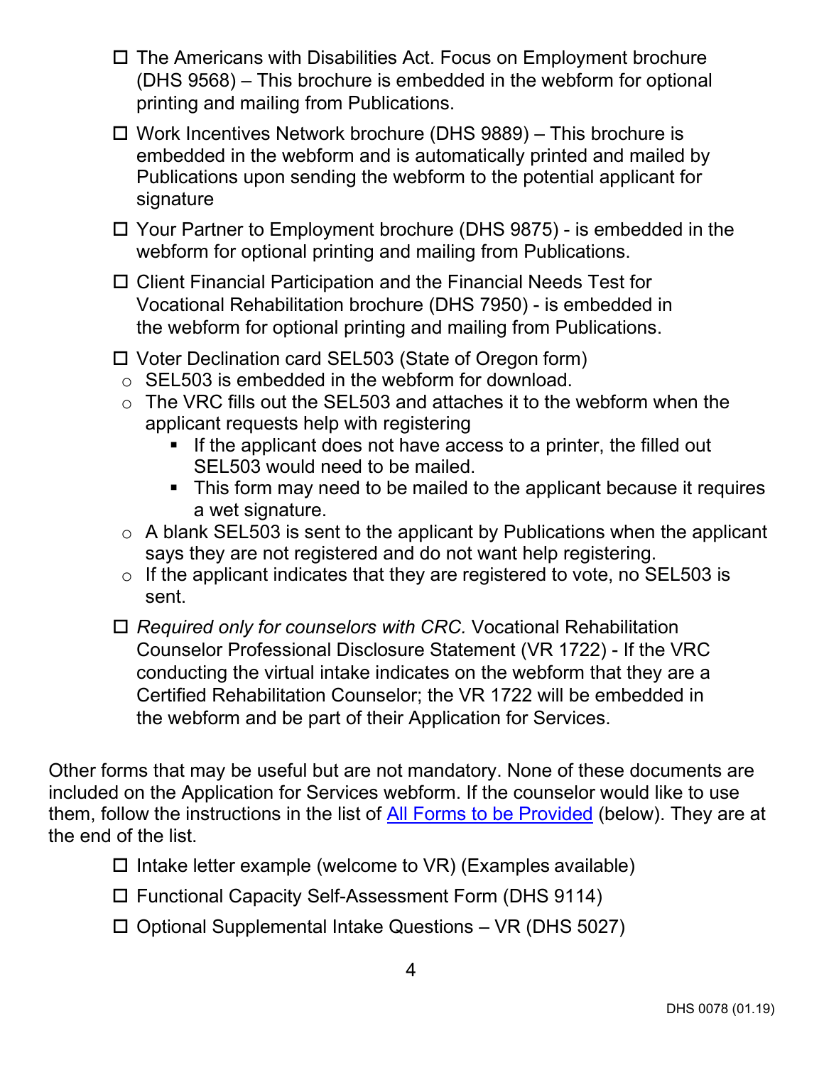- ☐ The Americans with Disabilities Act. Focus on Employment brochure (DHS 9568) – This brochure is embedded in the webform for optional printing and mailing from Publications.
- ☐ Work Incentives Network brochure (DHS 9889) – This brochure is embedded in the webform and is automatically printed and mailed by Publications upon sending the webform to the potential applicant for signature
- ☐ Your Partner to Employment brochure (DHS 9875) - is embedded in the webform for optional printing and mailing from Publications.
- ☐ Client Financial Participation and the Financial Needs Test for Vocational Rehabilitation brochure (DHS 7950) - is embedded in the webform for optional printing and mailing from Publications.
- ☐ Voter Declination card SEL503 (State of Oregon form)
  - SEL503 is embedded in the webform for download.
  - The VRC fills out the SEL503 and attaches it to the webform when the applicant requests help with registering
    - If the applicant does not have access to a printer, the filled out SEL503 would need to be mailed.
    - This form may need to be mailed to the applicant because it requires a wet signature.
  - A blank SEL503 is sent to the applicant by Publications when the applicant says they are not registered and do not want help registering.
  - If the applicant indicates that they are registered to vote, no SEL503 is sent.
- ☐ *Required only for counselors with CRC.* Vocational Rehabilitation Counselor Professional Disclosure Statement (VR 1722) - If the VRC conducting the virtual intake indicates on the webform that they are a Certified Rehabilitation Counselor; the VR 1722 will be embedded in the webform and be part of their Application for Services.

Other forms that may be useful but are not mandatory. None of these documents are included on the Application for Services webform. If the counselor would like to use them, follow the instructions in the list of [All Forms to be Provided](#) (below). They are at the end of the list.

- ☐ Intake letter example (welcome to VR) (Examples available)
- ☐ Functional Capacity Self-Assessment Form (DHS 9114)
- ☐ Optional Supplemental Intake Questions – VR (DHS 5027)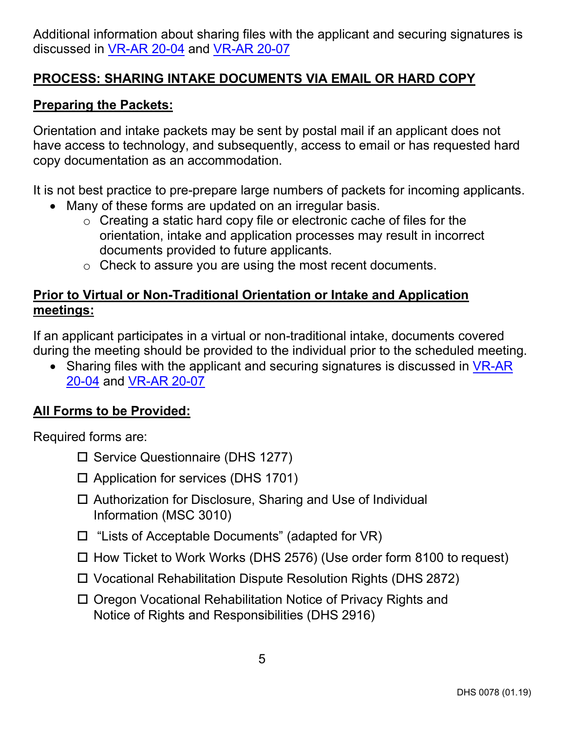Additional information about sharing files with the applicant and securing signatures is discussed in VR-AR 20-04 and VR-AR 20-07

## PROCESS: SHARING INTAKE DOCUMENTS VIA EMAIL OR HARD COPY

### Preparing the Packets:

Orientation and intake packets may be sent by postal mail if an applicant does not have access to technology, and subsequently, access to email or has requested hard copy documentation as an accommodation.

It is not best practice to pre-prepare large numbers of packets for incoming applicants.

- Many of these forms are updated on an irregular basis.
  - Creating a static hard copy file or electronic cache of files for the orientation, intake and application processes may result in incorrect documents provided to future applicants.
  - Check to assure you are using the most recent documents.

### Prior to Virtual or Non-Traditional Orientation or Intake and Application meetings:

If an applicant participates in a virtual or non-traditional intake, documents covered during the meeting should be provided to the individual prior to the scheduled meeting.

- Sharing files with the applicant and securing signatures is discussed in VR-AR 20-04 and VR-AR 20-07

### All Forms to be Provided:

Required forms are:

- [ ] Service Questionnaire (DHS 1277)
- [ ] Application for services (DHS 1701)
- [ ] Authorization for Disclosure, Sharing and Use of Individual Information (MSC 3010)
- [ ] "Lists of Acceptable Documents" (adapted for VR)
- [ ] How Ticket to Work Works (DHS 2576) (Use order form 8100 to request)
- [ ] Vocational Rehabilitation Dispute Resolution Rights (DHS 2872)
- [ ] Oregon Vocational Rehabilitation Notice of Privacy Rights and Notice of Rights and Responsibilities (DHS 2916)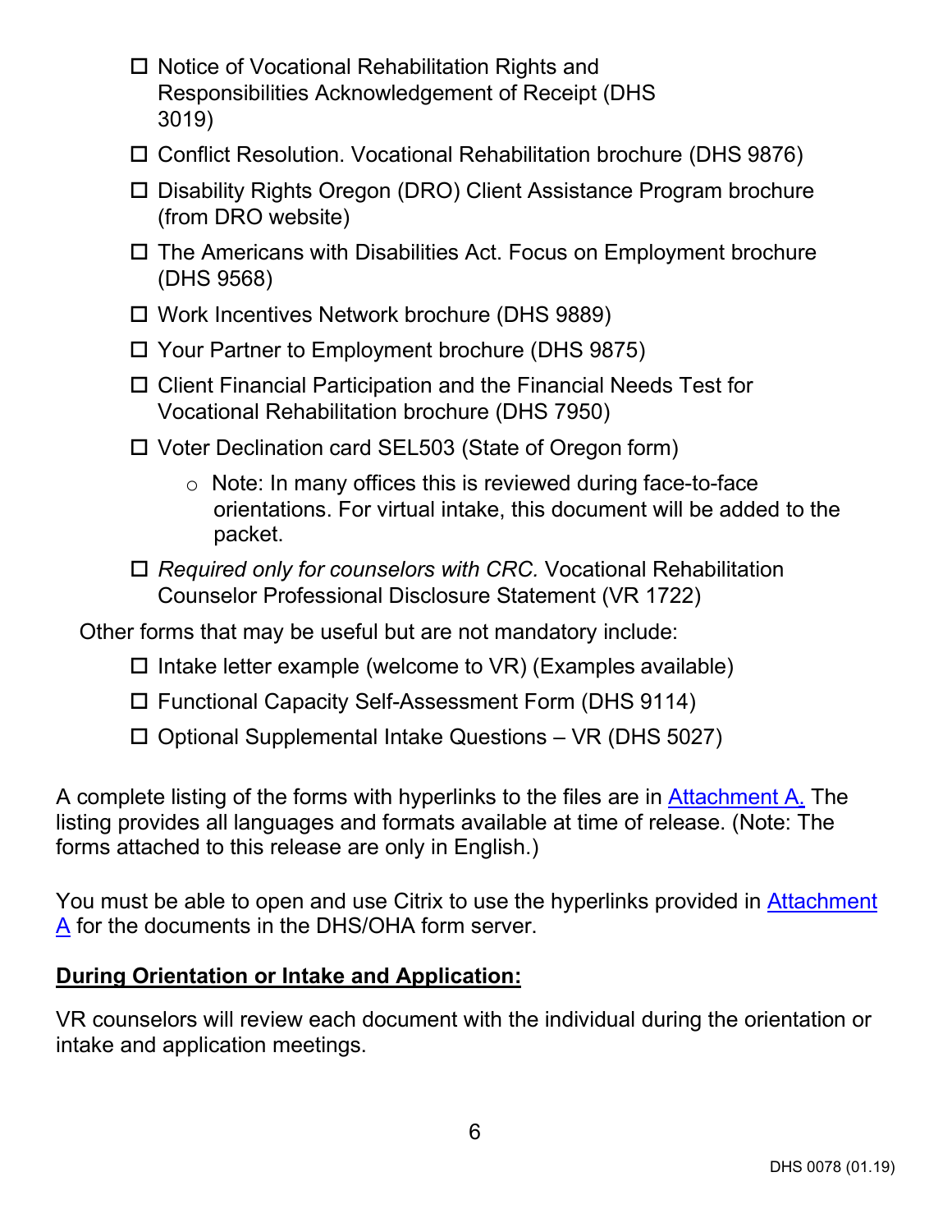- ☐ Notice of Vocational Rehabilitation Rights and Responsibilities Acknowledgement of Receipt (DHS 3019)
- ☐ Conflict Resolution. Vocational Rehabilitation brochure (DHS 9876)
- ☐ Disability Rights Oregon (DRO) Client Assistance Program brochure (from DRO website)
- ☐ The Americans with Disabilities Act. Focus on Employment brochure (DHS 9568)
- ☐ Work Incentives Network brochure (DHS 9889)
- ☐ Your Partner to Employment brochure (DHS 9875)
- ☐ Client Financial Participation and the Financial Needs Test for Vocational Rehabilitation brochure (DHS 7950)
- ☐ Voter Declination card SEL503 (State of Oregon form)
  - Note: In many offices this is reviewed during face-to-face orientations. For virtual intake, this document will be added to the packet.
- ☐ *Required only for counselors with CRC.* Vocational Rehabilitation Counselor Professional Disclosure Statement (VR 1722)

Other forms that may be useful but are not mandatory include:

- ☐ Intake letter example (welcome to VR) (Examples available)
- ☐ Functional Capacity Self-Assessment Form (DHS 9114)
- ☐ Optional Supplemental Intake Questions – VR (DHS 5027)

A complete listing of the forms with hyperlinks to the files are in Attachment A. The listing provides all languages and formats available at time of release. (Note: The forms attached to this release are only in English.)

You must be able to open and use Citrix to use the hyperlinks provided in Attachment A for the documents in the DHS/OHA form server.

**During Orientation or Intake and Application:**

VR counselors will review each document with the individual during the orientation or intake and application meetings.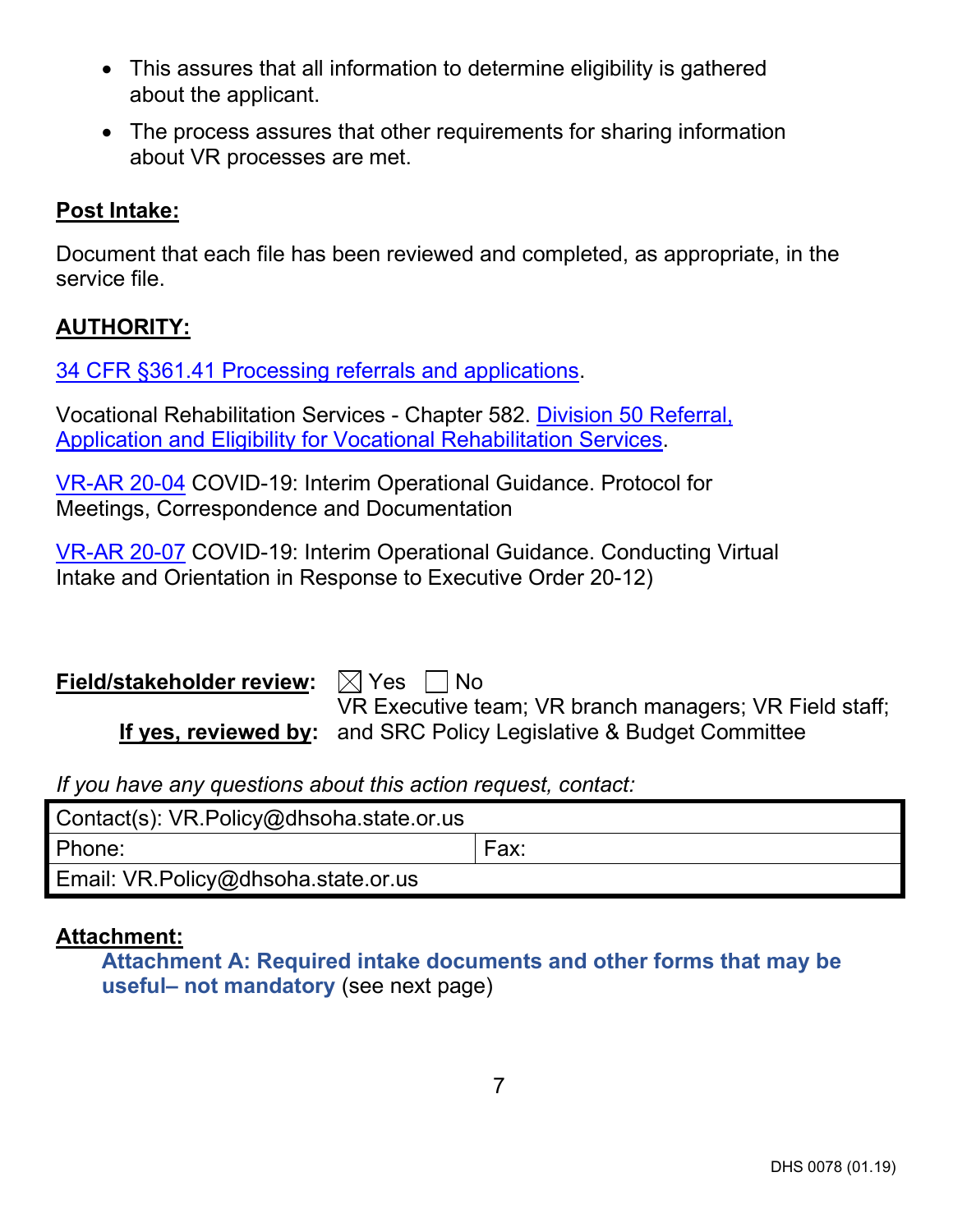- This assures that all information to determine eligibility is gathered about the applicant.
- The process assures that other requirements for sharing information about VR processes are met.

**Post Intake:**

Document that each file has been reviewed and completed, as appropriate, in the service file.

**AUTHORITY:**

34 CFR §361.41 Processing referrals and applications.

Vocational Rehabilitation Services - Chapter 582. Division 50 Referral, Application and Eligibility for Vocational Rehabilitation Services.

VR-AR 20-04 COVID-19: Interim Operational Guidance. Protocol for Meetings, Correspondence and Documentation

VR-AR 20-07 COVID-19: Interim Operational Guidance. Conducting Virtual Intake and Orientation in Response to Executive Order 20-12)

**Field/stakeholder review:** ☒ Yes ☐ No

**If yes, reviewed by:** VR Executive team; VR branch managers; VR Field staff; and SRC Policy Legislative & Budget Committee

*If you have any questions about this action request, contact:*

| Contact(s): VR.Policy@dhsoha.state.or.us | |
|---|---|
| Phone: | Fax: |
| Email: VR.Policy@dhsoha.state.or.us | |

**Attachment:**

**Attachment A: Required intake documents and other forms that may be useful– not mandatory** (see next page)

DHS 0078 (01.19)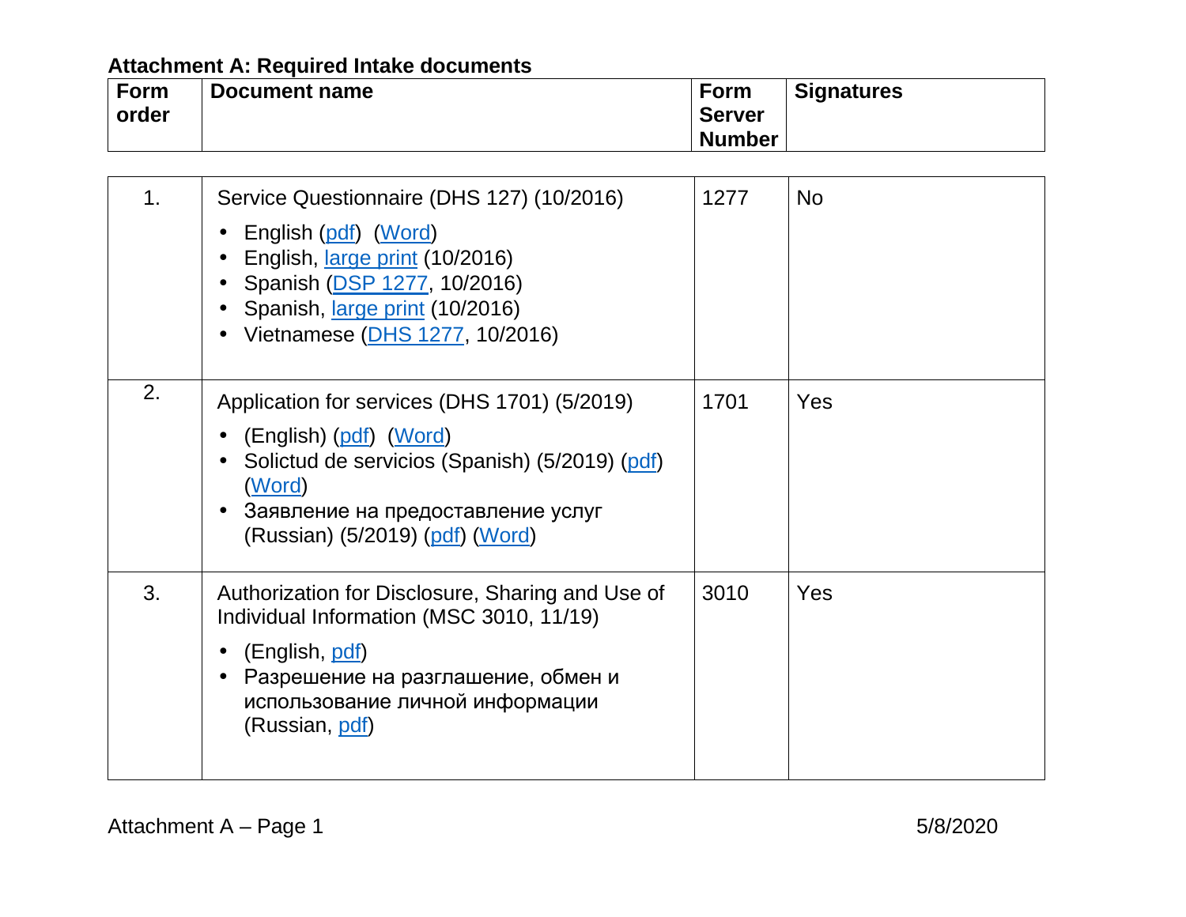**Attachment A: Required Intake documents**

| Form order | Document name | Form Server Number | Signatures |
|---|---|---|---|
| 1. | Service Questionnaire (DHS 127) (10/2016)<br>• English (pdf) (Word)<br>• English, large print (10/2016)<br>• Spanish (DSP 1277, 10/2016)<br>• Spanish, large print (10/2016)<br>• Vietnamese (DHS 1277, 10/2016) | 1277 | No |
| 2. | Application for services (DHS 1701) (5/2019)<br>• (English) (pdf) (Word)<br>• Solictud de servicios (Spanish) (5/2019) (pdf) (Word)<br>• Заявление на предоставление услуг (Russian) (5/2019) (pdf) (Word) | 1701 | Yes |
| 3. | Authorization for Disclosure, Sharing and Use of Individual Information (MSC 3010, 11/19)<br>• (English, pdf)<br>• Разрешение на разглашение, обмен и использование личной информации (Russian, pdf) | 3010 | Yes |

Attachment A – Page 1 5/8/2020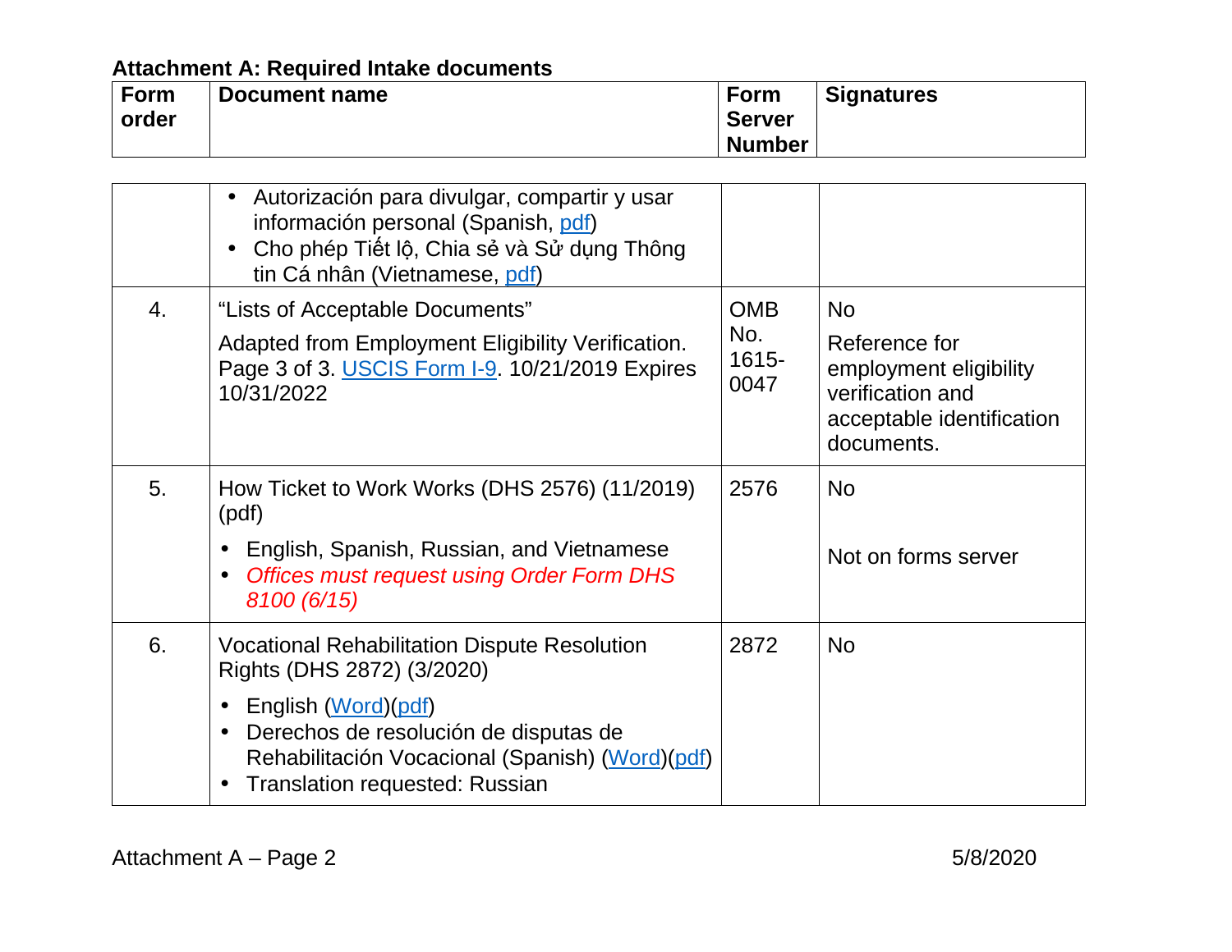**Attachment A: Required Intake documents**

| Form order | Document name | Form Server Number | Signatures |
| --- | --- | --- | --- |
| | • Autorización para divulgar, compartir y usar información personal (Spanish, pdf)<br>• Cho phép Tiết lộ, Chia sẻ và Sử dụng Thông tin Cá nhân (Vietnamese, pdf) | | |
| 4. | "Lists of Acceptable Documents"<br>Adapted from Employment Eligibility Verification. Page 3 of 3. USCIS Form I-9. 10/21/2019 Expires 10/31/2022 | OMB No. 1615-0047 | No<br>Reference for employment eligibility verification and acceptable identification documents. |
| 5. | How Ticket to Work Works (DHS 2576) (11/2019) (pdf)<br>• English, Spanish, Russian, and Vietnamese<br>• *Offices must request using Order Form DHS 8100 (6/15)* | 2576 | No<br>Not on forms server |
| 6. | Vocational Rehabilitation Dispute Resolution Rights (DHS 2872) (3/2020)<br>• English (Word)(pdf)<br>• Derechos de resolución de disputas de Rehabilitación Vocacional (Spanish) (Word)(pdf)<br>• Translation requested: Russian | 2872 | No |

Attachment A – Page 2 5/8/2020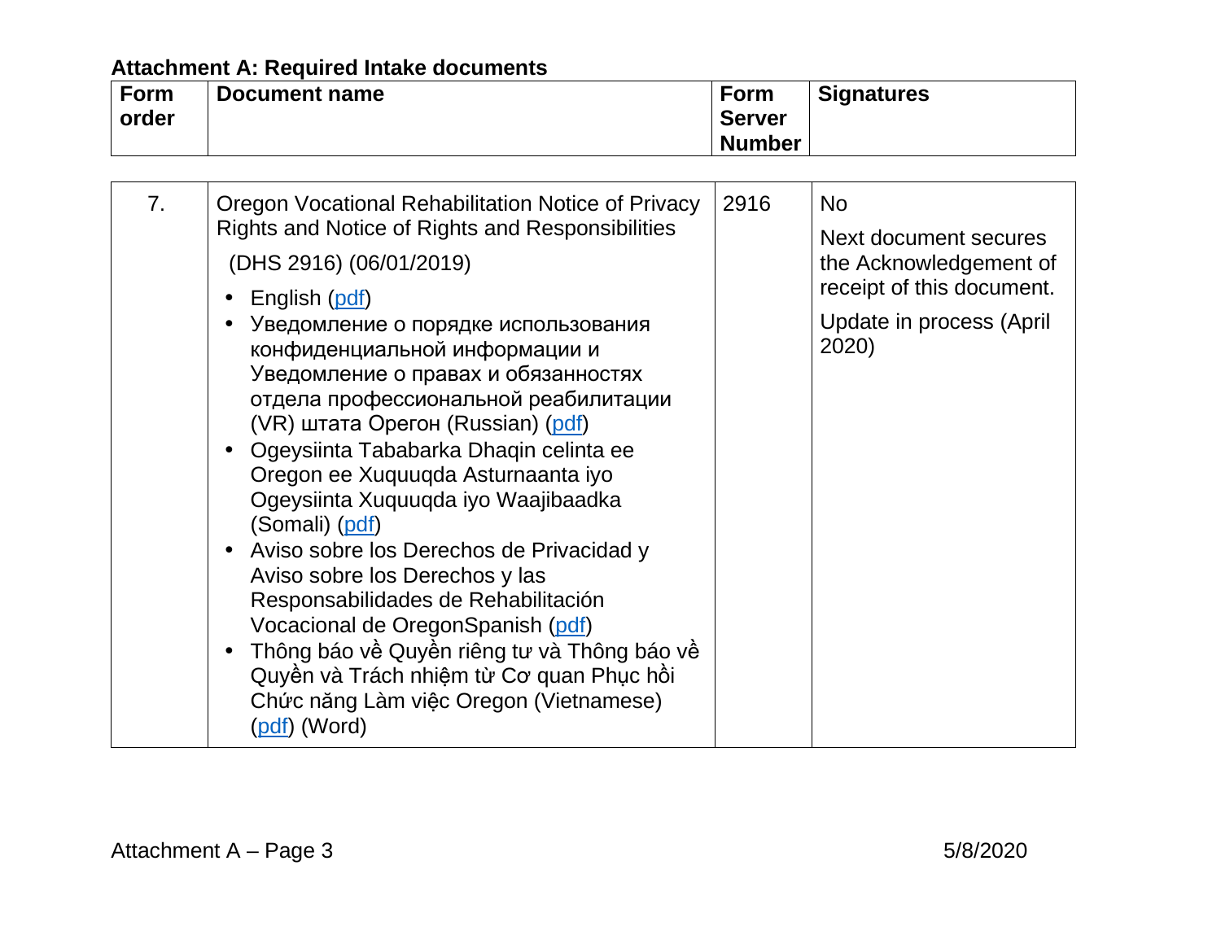**Attachment A: Required Intake documents**

| Form order | Document name | Form Server Number | Signatures |
|---|---|---|---|
| 7. | Oregon Vocational Rehabilitation Notice of Privacy Rights and Notice of Rights and Responsibilities<br><br>(DHS 2916) (06/01/2019)<br><br>• English (pdf)<br>• Уведомление о порядке использования конфиденциальной информации и Уведомление о правах и обязанностях отдела профессиональной реабилитации (VR) штата Орегон (Russian) (pdf)<br>• Ogeysiinta Tababarka Dhaqin celinta ee Oregon ee Xuquuqda Asturnaanta iyo Ogeysiinta Xuquuqda iyo Waajibaadka (Somali) (pdf)<br>• Aviso sobre los Derechos de Privacidad y Aviso sobre los Derechos y las Responsabilidades de Rehabilitación Vocacional de OregonSpanish (pdf)<br>• Thông báo về Quyền riêng tư và Thông báo về Quyền và Trách nhiệm từ Cơ quan Phục hồi Chức năng Làm việc Oregon (Vietnamese) (pdf) (Word) | 2916 | No<br><br>Next document secures the Acknowledgement of receipt of this document.<br><br>Update in process (April 2020) |

Attachment A – Page 3 5/8/2020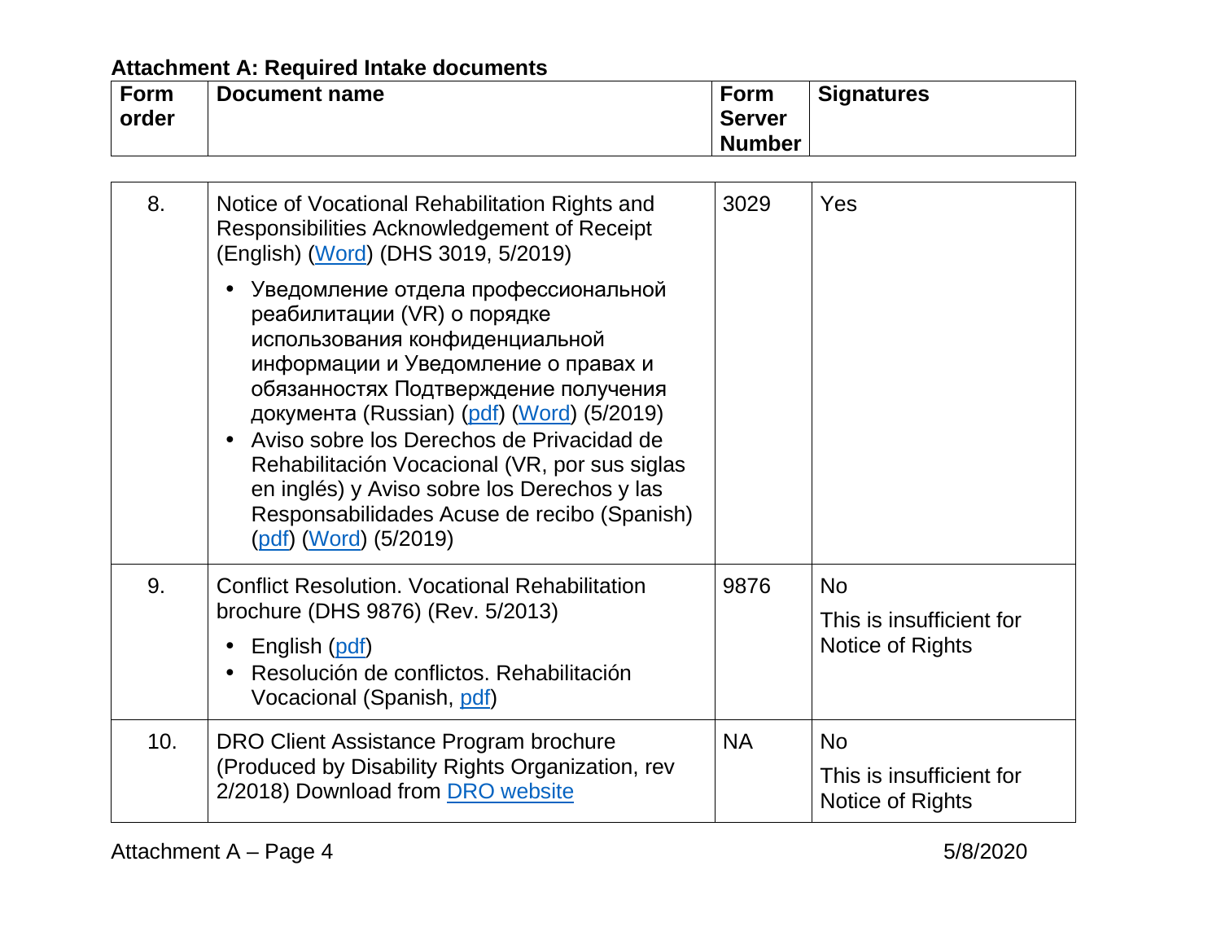### Attachment A: Required Intake documents

| Form order | Document name | Form Server Number | Signatures |
|---|---|---|---|
| 8. | Notice of Vocational Rehabilitation Rights and Responsibilities Acknowledgement of Receipt (English) (Word) (DHS 3019, 5/2019)<br>• Уведомление отдела профессиональной реабилитации (VR) о порядке использования конфиденциальной информации и Уведомление о правах и обязанностях Подтверждение получения документа (Russian) (pdf) (Word) (5/2019)<br>• Aviso sobre los Derechos de Privacidad de Rehabilitación Vocacional (VR, por sus siglas en inglés) y Aviso sobre los Derechos y las Responsabilidades Acuse de recibo (Spanish) (pdf) (Word) (5/2019) | 3029 | Yes |
| 9. | Conflict Resolution. Vocational Rehabilitation brochure (DHS 9876) (Rev. 5/2013)<br>• English (pdf)<br>• Resolución de conflictos. Rehabilitación Vocacional (Spanish, pdf) | 9876 | No<br>This is insufficient for Notice of Rights |
| 10. | DRO Client Assistance Program brochure (Produced by Disability Rights Organization, rev 2/2018) Download from DRO website | NA | No<br>This is insufficient for Notice of Rights |

Attachment A – Page 4 5/8/2020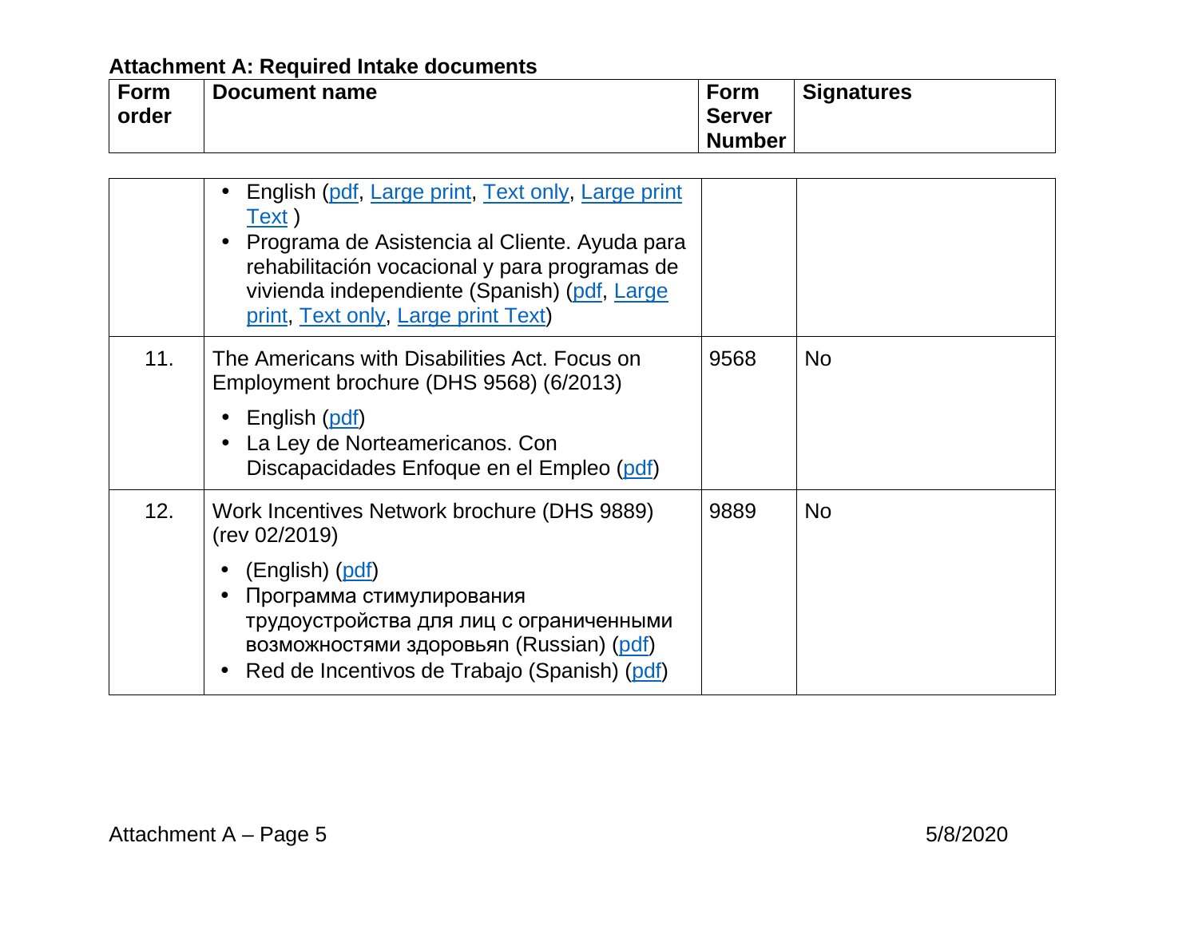**Attachment A: Required Intake documents**

| Form order | Document name | Form Server Number | Signatures |
|---|---|---|---|
| | • English (pdf, Large print, Text only, Large print Text )<br>• Programa de Asistencia al Cliente. Ayuda para rehabilitación vocacional y para programas de vivienda independiente (Spanish) (pdf, Large print, Text only, Large print Text) | | |
| 11. | The Americans with Disabilities Act. Focus on Employment brochure (DHS 9568) (6/2013)<br>• English (pdf)<br>• La Ley de Norteamericanos. Con Discapacidades Enfoque en el Empleo (pdf) | 9568 | No |
| 12. | Work Incentives Network brochure (DHS 9889) (rev 02/2019)<br>• (English) (pdf)<br>• Программа стимулирования трудоустройства для лиц с ограниченными возможностями здоровьян (Russian) (pdf)<br>• Red de Incentivos de Trabajo (Spanish) (pdf) | 9889 | No |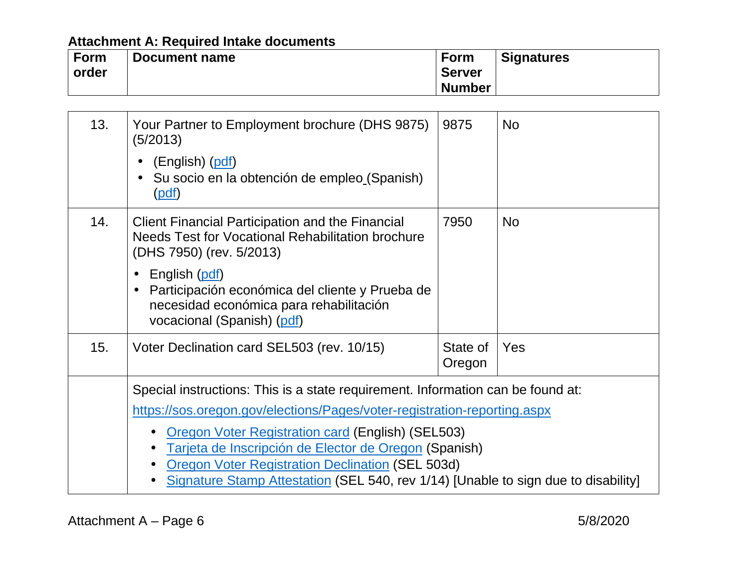**Attachment A: Required Intake documents**

| Form order | Document name | Form Server Number | Signatures |
|---|---|---|---|
| 13. | Your Partner to Employment brochure (DHS 9875) (5/2013)<br>• (English) (pdf)<br>• Su socio en la obtención de empleo (Spanish) (pdf) | 9875 | No |
| 14. | Client Financial Participation and the Financial Needs Test for Vocational Rehabilitation brochure (DHS 7950) (rev. 5/2013)<br>• English (pdf)<br>• Participación económica del cliente y Prueba de necesidad económica para rehabilitación vocacional (Spanish) (pdf) | 7950 | No |
| 15. | Voter Declination card SEL503 (rev. 10/15) | State of Oregon | Yes |
| | Special instructions: This is a state requirement. Information can be found at:<br>https://sos.oregon.gov/elections/Pages/voter-registration-reporting.aspx<br>• Oregon Voter Registration card (English) (SEL503)<br>• Tarjeta de Inscripción de Elector de Oregon (Spanish)<br>• Oregon Voter Registration Declination (SEL 503d)<br>• Signature Stamp Attestation (SEL 540, rev 1/14) [Unable to sign due to disability] | | |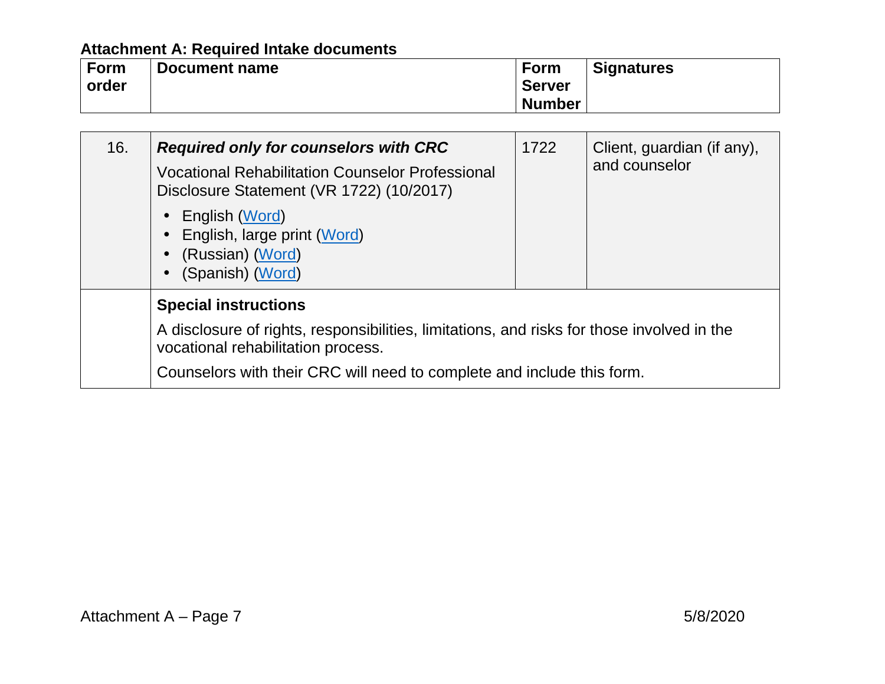**Attachment A: Required Intake documents**

| Form order | Document name | Form Server Number | Signatures |
|---|---|---|---|
| 16. | ***Required only for counselors with CRC***<br>Vocational Rehabilitation Counselor Professional Disclosure Statement (VR 1722) (10/2017)<br>• English (Word)<br>• English, large print (Word)<br>• (Russian) (Word)<br>• (Spanish) (Word) | 1722 | Client, guardian (if any), and counselor |
| | **Special instructions**<br>A disclosure of rights, responsibilities, limitations, and risks for those involved in the vocational rehabilitation process.<br>Counselors with their CRC will need to complete and include this form. | | |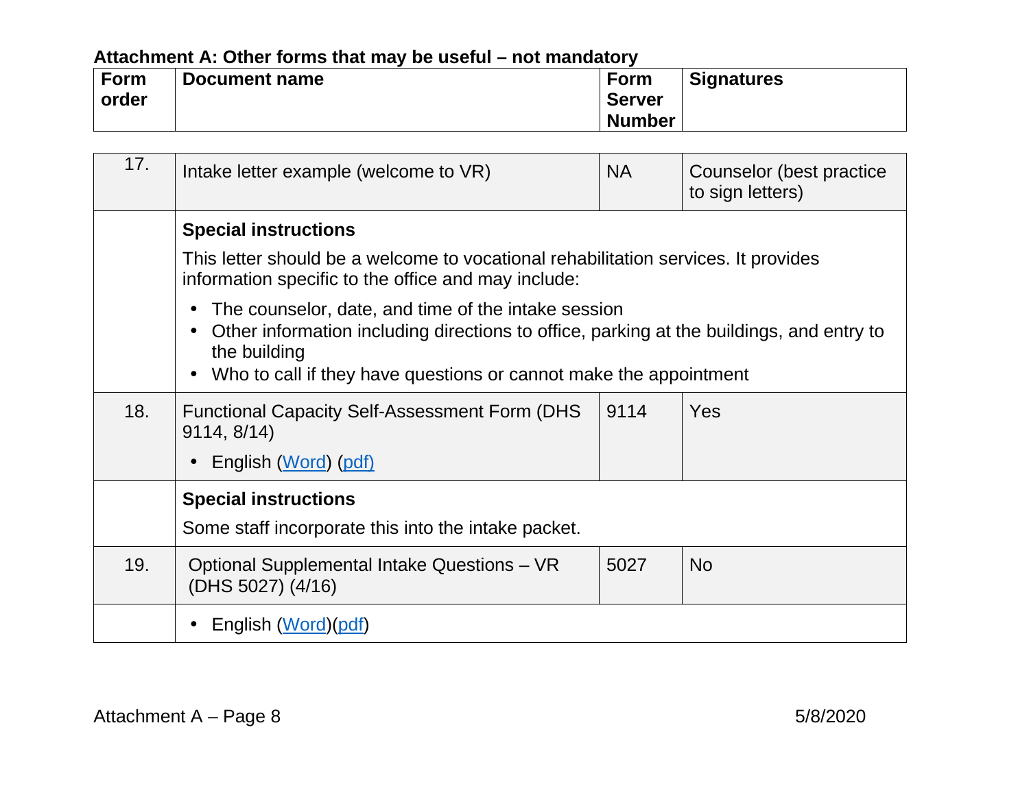**Attachment A: Other forms that may be useful – not mandatory**

| Form order | Document name | Form Server Number | Signatures |
|---|---|---|---|
| 17. | Intake letter example (welcome to VR) | NA | Counselor (best practice to sign letters) |
| | **Special instructions**<br>This letter should be a welcome to vocational rehabilitation services. It provides information specific to the office and may include:<br>• The counselor, date, and time of the intake session<br>• Other information including directions to office, parking at the buildings, and entry to the building<br>• Who to call if they have questions or cannot make the appointment | | |
| 18. | Functional Capacity Self-Assessment Form (DHS 9114, 8/14)<br>• English (Word) (pdf) | 9114 | Yes |
| | **Special instructions**<br>Some staff incorporate this into the intake packet. | | |
| 19. | Optional Supplemental Intake Questions – VR (DHS 5027) (4/16) | 5027 | No |
| | • English (Word)(pdf) | | |